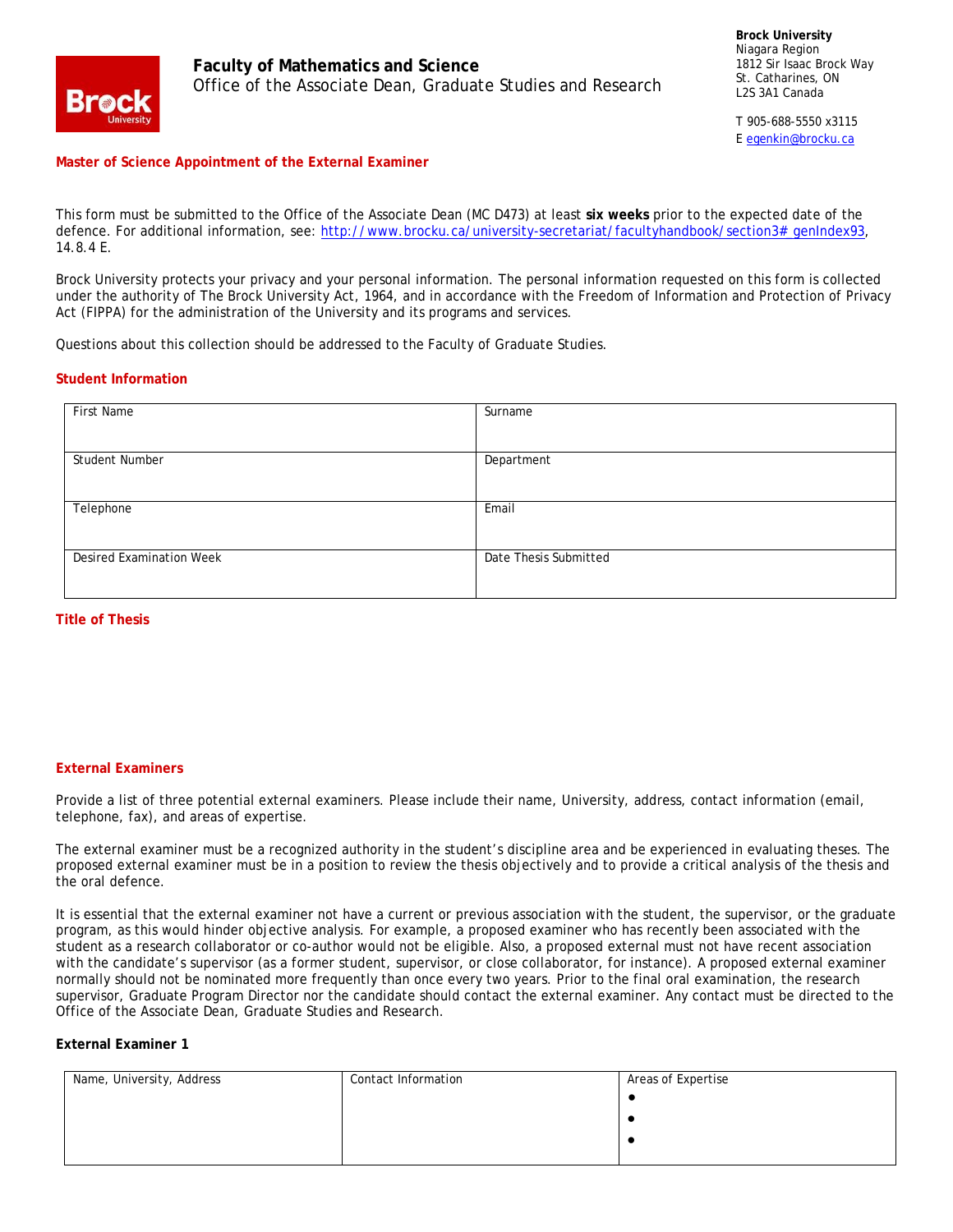**Faculty of Mathematics and Science**
Office of the Associate Dean, Graduate Studies and Research

**Brock University**
Niagara Region
1812 Sir Isaac Brock Way
St. Catharines, ON
L2S 3A1 Canada

T 905-688-5550 x3115
E egenkin@brocku.ca

## Master of Science Appointment of the External Examiner

This form must be submitted to the Office of the Associate Dean (MC D473) at least **six weeks** prior to the expected date of the defence. For additional information, see: http://www.brocku.ca/university-secretariat/facultyhandbook/section3#_genIndex93, 14.8.4 E.

Brock University protects your privacy and your personal information. The personal information requested on this form is collected under the authority of The Brock University Act, 1964, and in accordance with the Freedom of Information and Protection of Privacy Act (FIPPA) for the administration of the University and its programs and services.

Questions about this collection should be addressed to the Faculty of Graduate Studies.

### Student Information

| First Name | Surname |
|---|---|
| Student Number | Department |
| Telephone | Email |
| Desired Examination Week | Date Thesis Submitted |

### Title of Thesis

### External Examiners

Provide a list of three potential external examiners. Please include their name, University, address, contact information (email, telephone, fax), and areas of expertise.

The external examiner must be a recognized authority in the student's discipline area and be experienced in evaluating theses. The proposed external examiner must be in a position to review the thesis objectively and to provide a critical analysis of the thesis and the oral defence.

It is essential that the external examiner not have a current or previous association with the student, the supervisor, or the graduate program, as this would hinder objective analysis. For example, a proposed examiner who has recently been associated with the student as a research collaborator or co-author would not be eligible. Also, a proposed external must not have recent association with the candidate's supervisor (as a former student, supervisor, or close collaborator, for instance). A proposed external examiner normally should not be nominated more frequently than once every two years. Prior to the final oral examination, the research supervisor, Graduate Program Director nor the candidate should contact the external examiner. Any contact must be directed to the Office of the Associate Dean, Graduate Studies and Research.

**External Examiner 1**

| Name, University, Address | Contact Information | Areas of Expertise |
|---|---|---|
| | | •<br>•<br>• |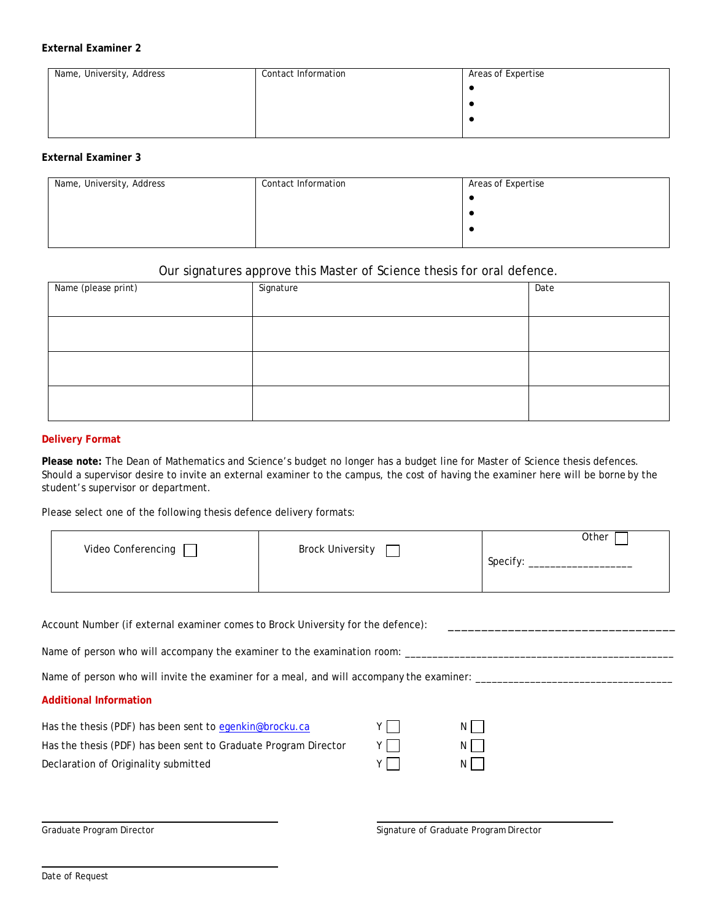**External Examiner 2**

| Name, University, Address | Contact Information | Areas of Expertise |
|---|---|---|
| | | • <br> • <br> • |

**External Examiner 3**

| Name, University, Address | Contact Information | Areas of Expertise |
|---|---|---|
| | | • <br> • <br> • |

Our signatures approve this Master of Science thesis for oral defence.

| Name (please print) | Signature | Date |
|---|---|---|
| | | |
| | | |
| | | |

**Delivery Format**

**Please note:** The Dean of Mathematics and Science's budget no longer has a budget line for Master of Science thesis defences. Should a supervisor desire to invite an external examiner to the campus, the cost of having the examiner here will be borne by the student's supervisor or department.

Please select one of the following thesis defence delivery formats:

| | | |
|---|---|---|
| Video Conferencing ☐ | Brock University ☐ | Other ☐ <br> Specify: __________________ |

Account Number (if external examiner comes to Brock University for the defence): ___________________________________

Name of person who will accompany the examiner to the examination room: _________________________________________________

Name of person who will invite the examiner for a meal, and will accompany the examiner: ___________________________________

**Additional Information**

| | | |
|---|---|---|
| Has the thesis (PDF) has been sent to egenkin@brocku.ca | Y ☐ | N ☐ |
| Has the thesis (PDF) has been sent to Graduate Program Director | Y ☐ | N ☐ |
| Declaration of Originality submitted | Y ☐ | N ☐ |

________________________________
Graduate Program Director

________________________________
Signature of Graduate Program Director

________________________________
Date of Request